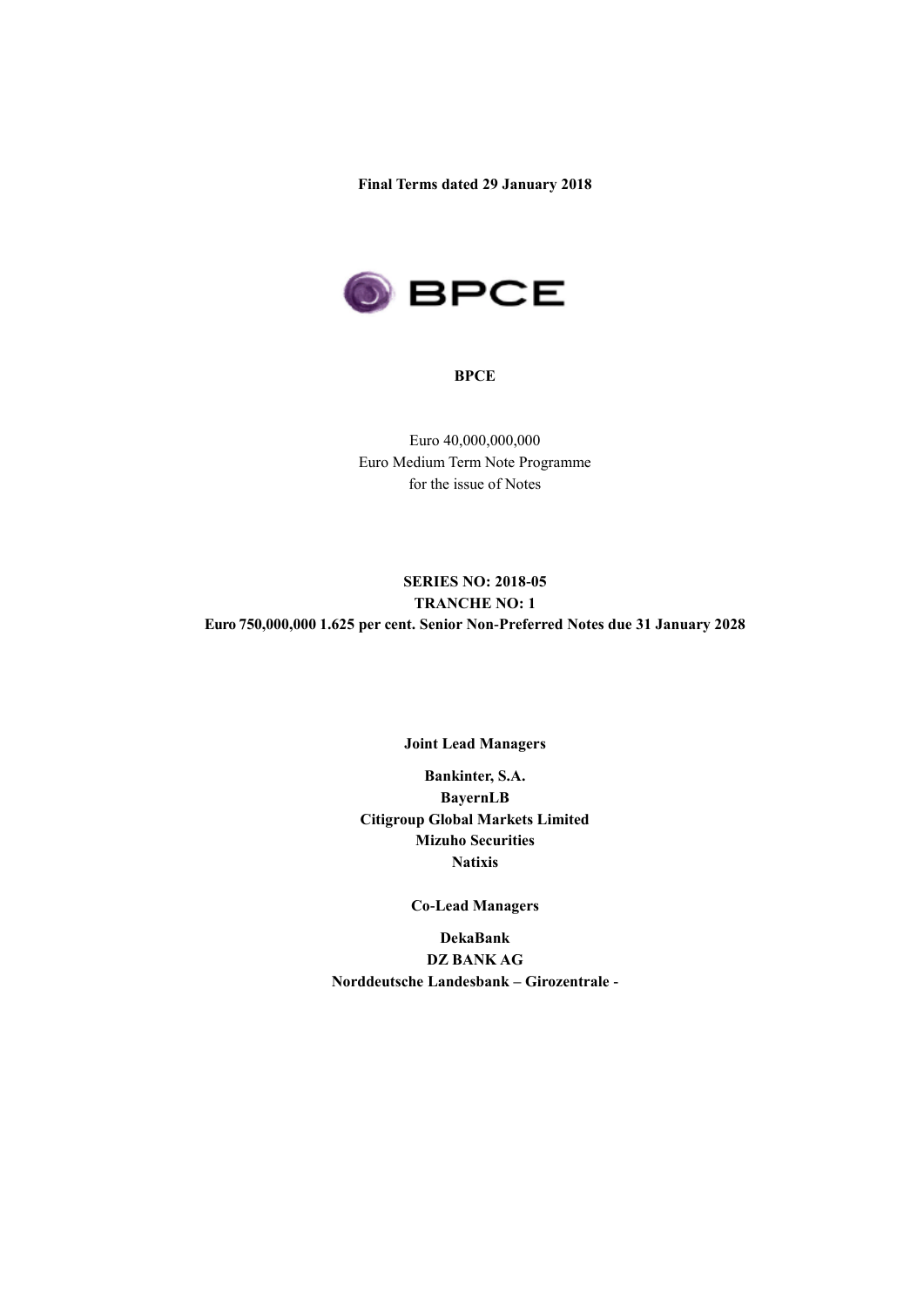**Final Terms dated 29 January 2018**

**BPCE**

Euro 40,000,000,000
Euro Medium Term Note Programme
for the issue of Notes

**SERIES NO: 2018-05**
**TRANCHE NO: 1**
**Euro 750,000,000 1.625 per cent. Senior Non-Preferred Notes due 31 January 2028**

**Joint Lead Managers**

**Bankinter, S.A.**
**BayernLB**
**Citigroup Global Markets Limited**
**Mizuho Securities**
**Natixis**

**Co-Lead Managers**

**DekaBank**
**DZ BANK AG**
**Norddeutsche Landesbank – Girozentrale -**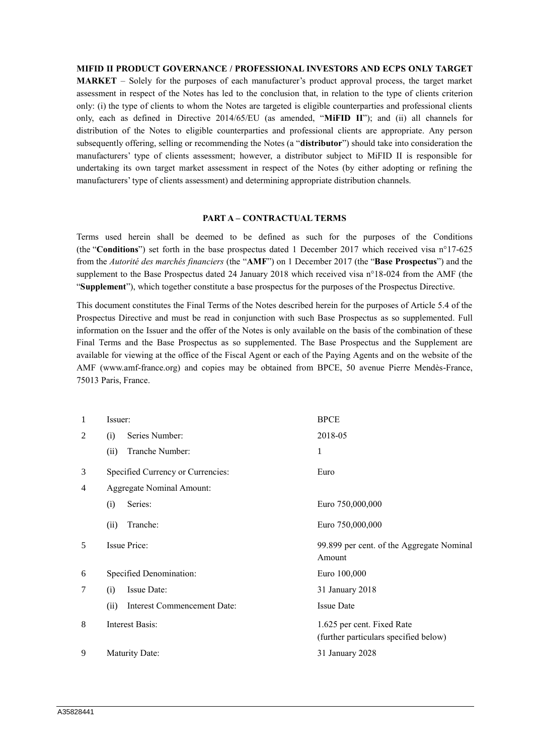**MIFID II PRODUCT GOVERNANCE / PROFESSIONAL INVESTORS AND ECPS ONLY TARGET MARKET** – Solely for the purposes of each manufacturer's product approval process, the target market assessment in respect of the Notes has led to the conclusion that, in relation to the type of clients criterion only: (i) the type of clients to whom the Notes are targeted is eligible counterparties and professional clients only, each as defined in Directive 2014/65/EU (as amended, "**MiFID II**"); and (ii) all channels for distribution of the Notes to eligible counterparties and professional clients are appropriate. Any person subsequently offering, selling or recommending the Notes (a "**distributor**") should take into consideration the manufacturers' type of clients assessment; however, a distributor subject to MiFID II is responsible for undertaking its own target market assessment in respect of the Notes (by either adopting or refining the manufacturers' type of clients assessment) and determining appropriate distribution channels.

## PART A – CONTRACTUAL TERMS

Terms used herein shall be deemed to be defined as such for the purposes of the Conditions (the "**Conditions**") set forth in the base prospectus dated 1 December 2017 which received visa n°17-625 from the *Autorité des marchés financiers* (the "**AMF**") on 1 December 2017 (the "**Base Prospectus**") and the supplement to the Base Prospectus dated 24 January 2018 which received visa n°18-024 from the AMF (the "**Supplement**"), which together constitute a base prospectus for the purposes of the Prospectus Directive.

This document constitutes the Final Terms of the Notes described herein for the purposes of Article 5.4 of the Prospectus Directive and must be read in conjunction with such Base Prospectus as so supplemented. Full information on the Issuer and the offer of the Notes is only available on the basis of the combination of these Final Terms and the Base Prospectus as so supplemented. The Base Prospectus and the Supplement are available for viewing at the office of the Fiscal Agent or each of the Paying Agents and on the website of the AMF (www.amf-france.org) and copies may be obtained from BPCE, 50 avenue Pierre Mendès-France, 75013 Paris, France.

| | | |
|---|---|---|
| 1 | Issuer: | BPCE |
| 2 | (i) Series Number: | 2018-05 |
| | (ii) Tranche Number: | 1 |
| 3 | Specified Currency or Currencies: | Euro |
| 4 | Aggregate Nominal Amount: | |
| | (i) Series: | Euro 750,000,000 |
| | (ii) Tranche: | Euro 750,000,000 |
| 5 | Issue Price: | 99.899 per cent. of the Aggregate Nominal Amount |
| 6 | Specified Denomination: | Euro 100,000 |
| 7 | (i) Issue Date: | 31 January 2018 |
| | (ii) Interest Commencement Date: | Issue Date |
| 8 | Interest Basis: | 1.625 per cent. Fixed Rate (further particulars specified below) |
| 9 | Maturity Date: | 31 January 2028 |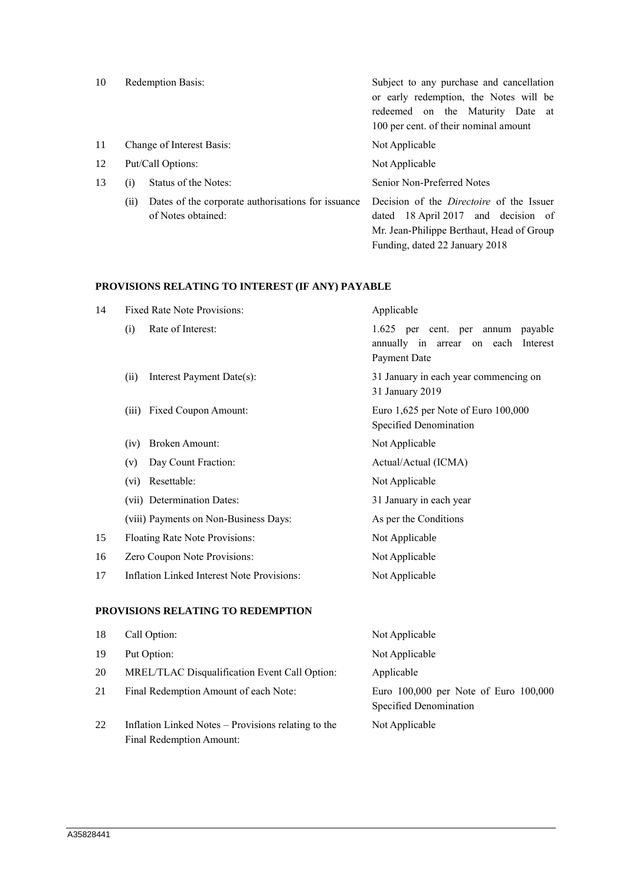| | | |
|---|---|---|
| 10 | Redemption Basis: | Subject to any purchase and cancellation or early redemption, the Notes will be redeemed on the Maturity Date at 100 per cent. of their nominal amount |
| 11 | Change of Interest Basis: | Not Applicable |
| 12 | Put/Call Options: | Not Applicable |
| 13 | (i) Status of the Notes: | Senior Non-Preferred Notes |
| | (ii) Dates of the corporate authorisations for issuance of Notes obtained: | Decision of the *Directoire* of the Issuer dated 18 April 2017 and decision of Mr. Jean-Philippe Berthaut, Head of Group Funding, dated 22 January 2018 |

**PROVISIONS RELATING TO INTEREST (IF ANY) PAYABLE**

| | | |
|---|---|---|
| 14 | Fixed Rate Note Provisions: | Applicable |
| | (i) Rate of Interest: | 1.625 per cent. per annum payable annually in arrear on each Interest Payment Date |
| | (ii) Interest Payment Date(s): | 31 January in each year commencing on 31 January 2019 |
| | (iii) Fixed Coupon Amount: | Euro 1,625 per Note of Euro 100,000 Specified Denomination |
| | (iv) Broken Amount: | Not Applicable |
| | (v) Day Count Fraction: | Actual/Actual (ICMA) |
| | (vi) Resettable: | Not Applicable |
| | (vii) Determination Dates: | 31 January in each year |
| | (viii) Payments on Non-Business Days: | As per the Conditions |
| 15 | Floating Rate Note Provisions: | Not Applicable |
| 16 | Zero Coupon Note Provisions: | Not Applicable |
| 17 | Inflation Linked Interest Note Provisions: | Not Applicable |

**PROVISIONS RELATING TO REDEMPTION**

| | | |
|---|---|---|
| 18 | Call Option: | Not Applicable |
| 19 | Put Option: | Not Applicable |
| 20 | MREL/TLAC Disqualification Event Call Option: | Applicable |
| 21 | Final Redemption Amount of each Note: | Euro 100,000 per Note of Euro 100,000 Specified Denomination |
| 22 | Inflation Linked Notes – Provisions relating to the Final Redemption Amount: | Not Applicable |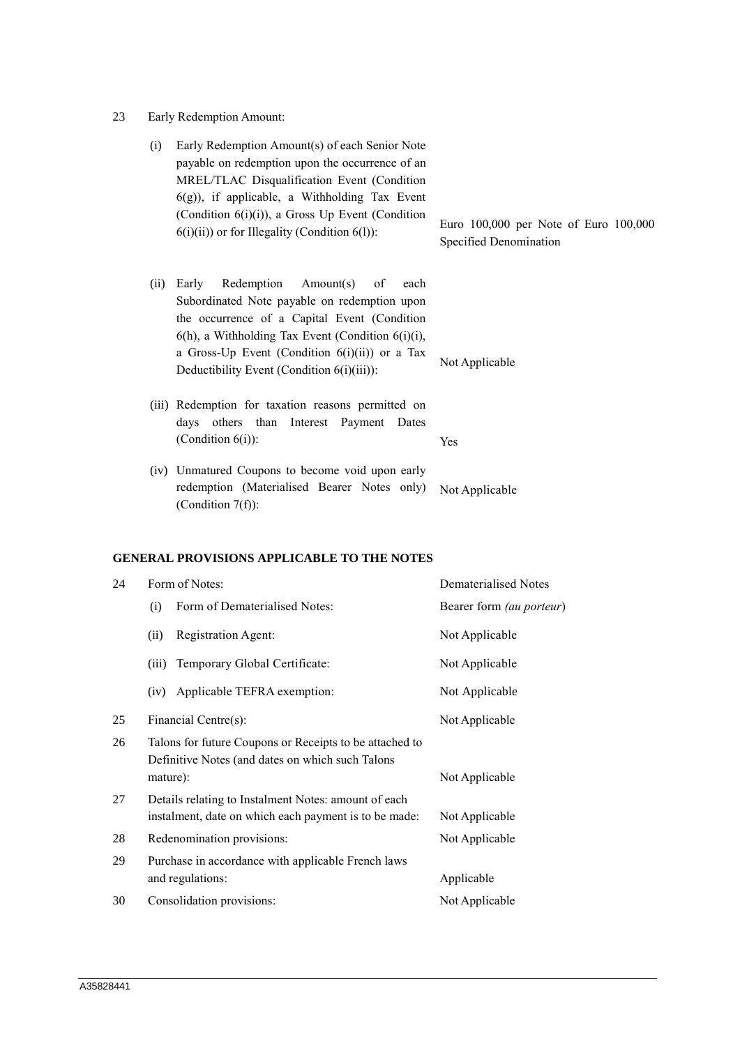| | | |
|---|---|---|
| 23 | Early Redemption Amount: | |
| | (i) Early Redemption Amount(s) of each Senior Note payable on redemption upon the occurrence of an MREL/TLAC Disqualification Event (Condition 6(g)), if applicable, a Withholding Tax Event (Condition 6(i)(i)), a Gross Up Event (Condition 6(i)(ii)) or for Illegality (Condition 6(l)): | Euro 100,000 per Note of Euro 100,000 Specified Denomination |
| | (ii) Early Redemption Amount(s) of each Subordinated Note payable on redemption upon the occurrence of a Capital Event (Condition 6(h), a Withholding Tax Event (Condition 6(i)(i), a Gross-Up Event (Condition 6(i)(ii)) or a Tax Deductibility Event (Condition 6(i)(iii)): | Not Applicable |
| | (iii) Redemption for taxation reasons permitted on days others than Interest Payment Dates (Condition 6(i)): | Yes |
| | (iv) Unmatured Coupons to become void upon early redemption (Materialised Bearer Notes only) (Condition 7(f)): | Not Applicable |

**GENERAL PROVISIONS APPLICABLE TO THE NOTES**

| | | |
|---|---|---|
| 24 | Form of Notes: | Dematerialised Notes |
| | (i) Form of Dematerialised Notes: | Bearer form *(au porteur)* |
| | (ii) Registration Agent: | Not Applicable |
| | (iii) Temporary Global Certificate: | Not Applicable |
| | (iv) Applicable TEFRA exemption: | Not Applicable |
| 25 | Financial Centre(s): | Not Applicable |
| 26 | Talons for future Coupons or Receipts to be attached to Definitive Notes (and dates on which such Talons mature): | Not Applicable |
| 27 | Details relating to Instalment Notes: amount of each instalment, date on which each payment is to be made: | Not Applicable |
| 28 | Redenomination provisions: | Not Applicable |
| 29 | Purchase in accordance with applicable French laws and regulations: | Applicable |
| 30 | Consolidation provisions: | Not Applicable |

A35828441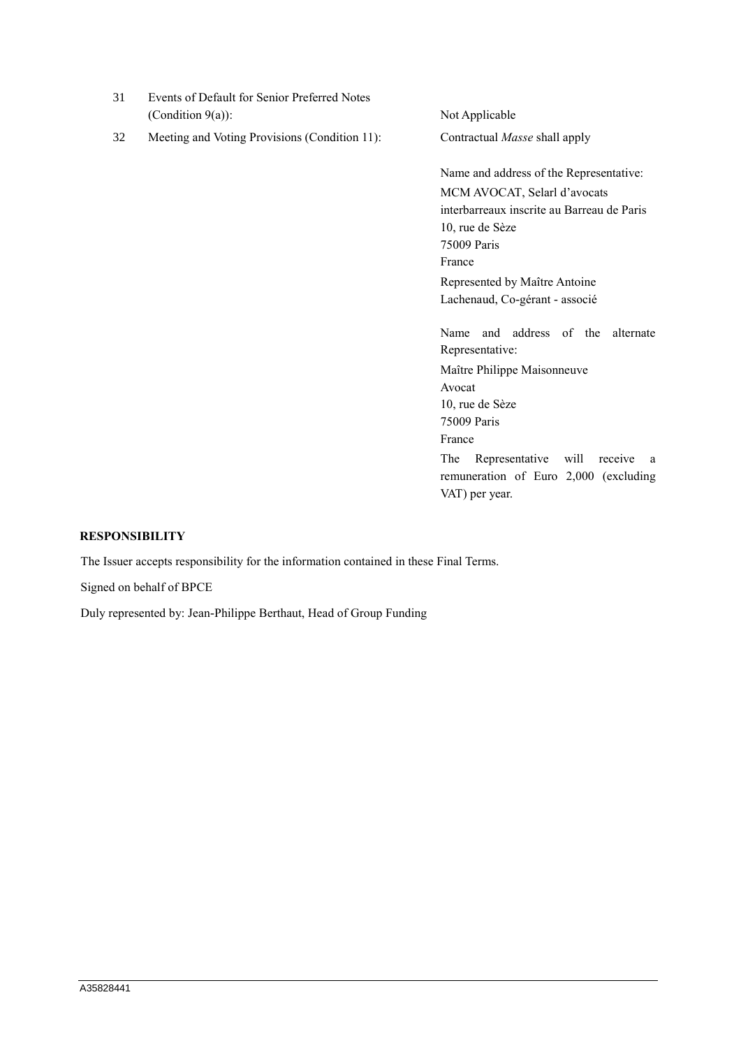| | | |
|---|---|---|
| 31 | Events of Default for Senior Preferred Notes (Condition 9(a)): | Not Applicable |
| 32 | Meeting and Voting Provisions (Condition 11): | Contractual *Masse* shall apply<br><br>Name and address of the Representative:<br>MCM AVOCAT, Selarl d'avocats interbarreaux inscrite au Barreau de Paris<br>10, rue de Sèze<br>75009 Paris<br>France<br>Represented by Maître Antoine Lachenaud, Co-gérant - associé<br><br>Name and address of the alternate Representative:<br>Maître Philippe Maisonneuve<br>Avocat<br>10, rue de Sèze<br>75009 Paris<br>France<br>The Representative will receive a remuneration of Euro 2,000 (excluding VAT) per year. |

**RESPONSIBILITY**

The Issuer accepts responsibility for the information contained in these Final Terms.

Signed on behalf of BPCE

Duly represented by: Jean-Philippe Berthaut, Head of Group Funding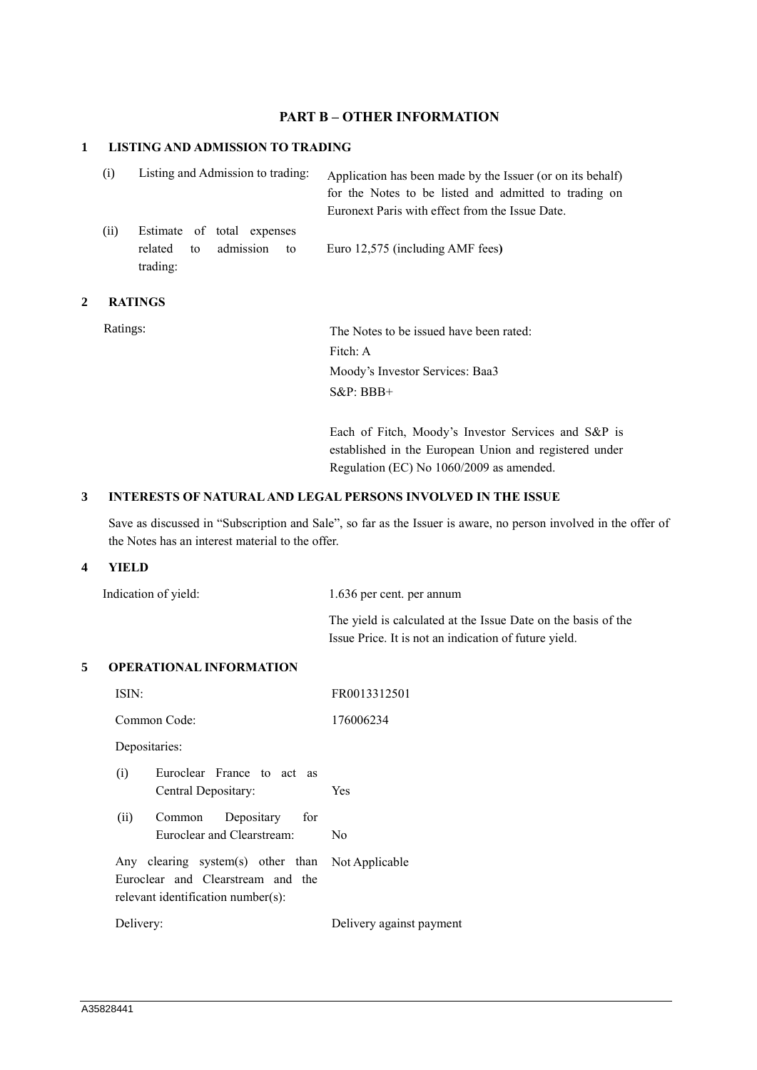# PART B – OTHER INFORMATION

## 1 LISTING AND ADMISSION TO TRADING

| | |
|---|---|
| (i) Listing and Admission to trading: | Application has been made by the Issuer (or on its behalf) for the Notes to be listed and admitted to trading on Euronext Paris with effect from the Issue Date. |
| (ii) Estimate of total expenses related to admission to trading: | Euro 12,575 (including AMF fees**)** |

## 2 RATINGS

| | |
|---|---|
| Ratings: | The Notes to be issued have been rated:<br>Fitch: A<br>Moody's Investor Services: Baa3<br>S&P: BBB+<br><br>Each of Fitch, Moody's Investor Services and S&P is established in the European Union and registered under Regulation (EC) No 1060/2009 as amended. |

## 3 INTERESTS OF NATURAL AND LEGAL PERSONS INVOLVED IN THE ISSUE

Save as discussed in "Subscription and Sale", so far as the Issuer is aware, no person involved in the offer of the Notes has an interest material to the offer.

## 4 YIELD

| | |
|---|---|
| Indication of yield: | 1.636 per cent. per annum<br><br>The yield is calculated at the Issue Date on the basis of the Issue Price. It is not an indication of future yield. |

## 5 OPERATIONAL INFORMATION

| | |
|---|---|
| ISIN: | FR0013312501 |
| Common Code: | 176006234 |
| Depositaries: | |
| (i) Euroclear France to act as Central Depositary: | Yes |
| (ii) Common Depositary for Euroclear and Clearstream: | No |
| Any clearing system(s) other than Euroclear and Clearstream and the relevant identification number(s): | Not Applicable |
| Delivery: | Delivery against payment |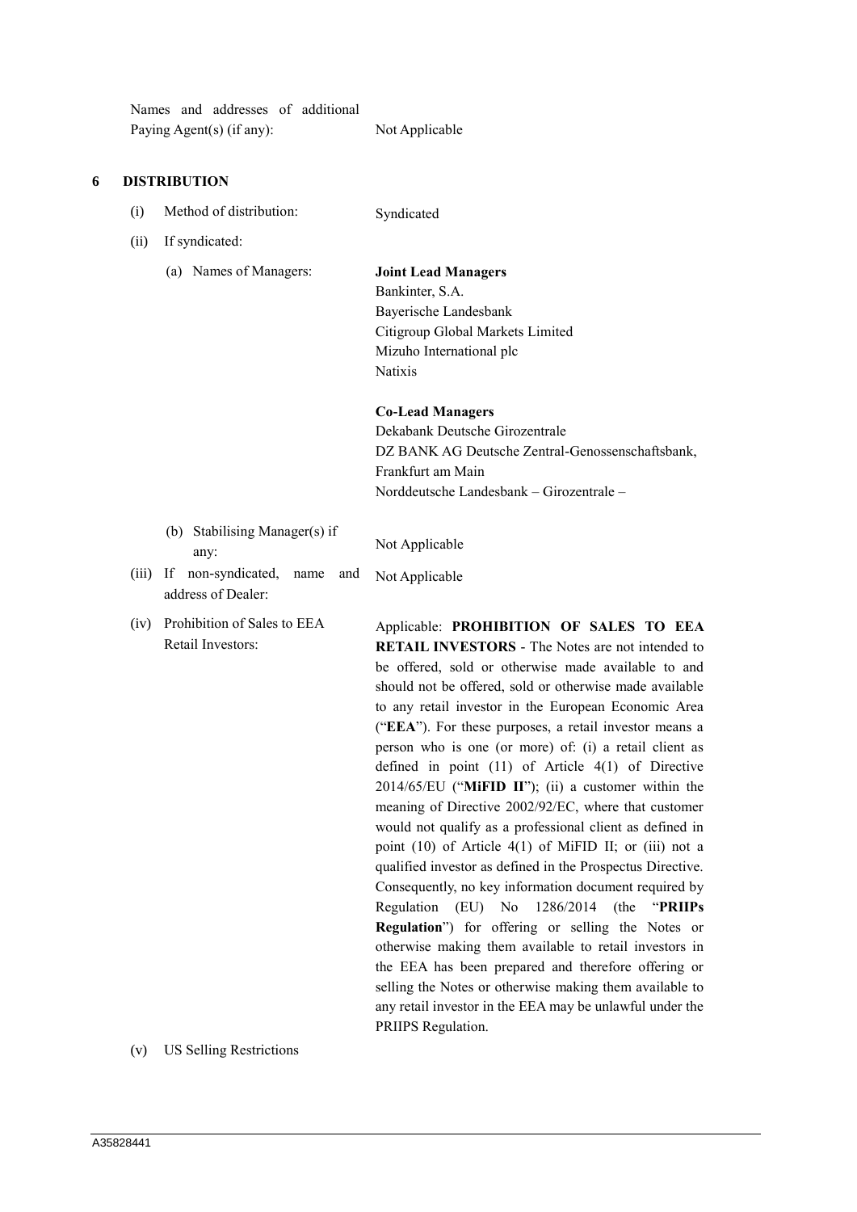| | |
|---|---|
| Names and addresses of additional Paying Agent(s) (if any): | Not Applicable |

## 6 DISTRIBUTION

| | | |
|---|---|---|
| (i) | Method of distribution: | Syndicated |
| (ii) | If syndicated: | |
| | (a) Names of Managers: | **Joint Lead Managers**<br>Bankinter, S.A.<br>Bayerische Landesbank<br>Citigroup Global Markets Limited<br>Mizuho International plc<br>Natixis<br><br>**Co-Lead Managers**<br>Dekabank Deutsche Girozentrale<br>DZ BANK AG Deutsche Zentral-Genossenschaftsbank, Frankfurt am Main<br>Norddeutsche Landesbank – Girozentrale – |
| | (b) Stabilising Manager(s) if any: | Not Applicable |
| (iii) | If non-syndicated, name and address of Dealer: | Not Applicable |
| (iv) | Prohibition of Sales to EEA Retail Investors: | Applicable: **PROHIBITION OF SALES TO EEA RETAIL INVESTORS** - The Notes are not intended to be offered, sold or otherwise made available to and should not be offered, sold or otherwise made available to any retail investor in the European Economic Area ("**EEA**"). For these purposes, a retail investor means a person who is one (or more) of: (i) a retail client as defined in point (11) of Article 4(1) of Directive 2014/65/EU ("**MiFID II**"); (ii) a customer within the meaning of Directive 2002/92/EC, where that customer would not qualify as a professional client as defined in point (10) of Article 4(1) of MiFID II; or (iii) not a qualified investor as defined in the Prospectus Directive. Consequently, no key information document required by Regulation (EU) No 1286/2014 (the "**PRIIPs Regulation**") for offering or selling the Notes or otherwise making them available to retail investors in the EEA has been prepared and therefore offering or selling the Notes or otherwise making them available to any retail investor in the EEA may be unlawful under the PRIIPS Regulation. |
| (v) | US Selling Restrictions | |

A35828441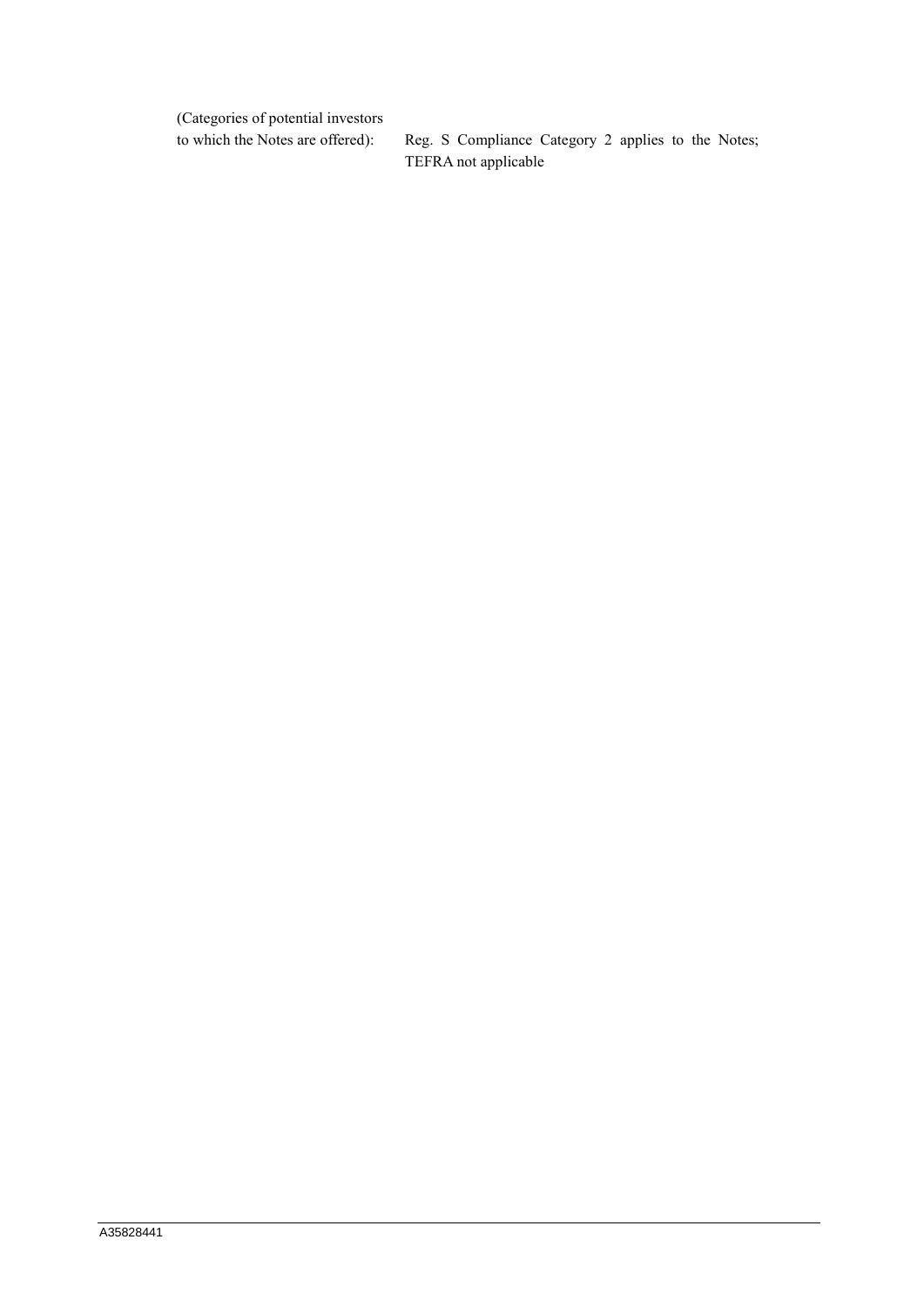| | |
|---|---|
| (Categories of potential investors to which the Notes are offered): | Reg. S Compliance Category 2 applies to the Notes; TEFRA not applicable |